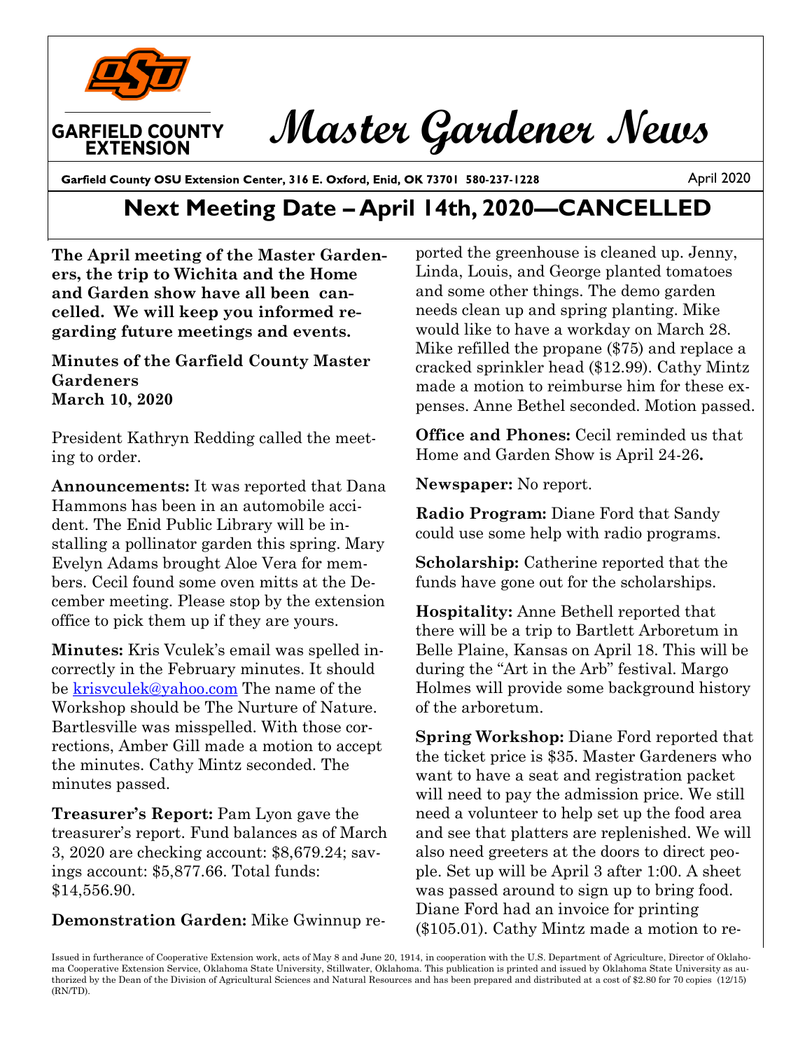GARFIELD COUNTY EXTENSION

# Master Gardener News

**Garfield County OSU Extension Center, 316 E. Oxford, Enid, OK 73701 580-237-1228** April 2020

## Next Meeting Date – April 14th, 2020—CANCELLED

**The April meeting of the Master Gardeners, the trip to Wichita and the Home and Garden show have all been cancelled. We will keep you informed regarding future meetings and events.**

**Minutes of the Garfield County Master Gardeners**
**March 10, 2020**

President Kathryn Redding called the meeting to order.

**Announcements:** It was reported that Dana Hammons has been in an automobile accident. The Enid Public Library will be installing a pollinator garden this spring. Mary Evelyn Adams brought Aloe Vera for members. Cecil found some oven mitts at the December meeting. Please stop by the extension office to pick them up if they are yours.

**Minutes:** Kris Vculek's email was spelled incorrectly in the February minutes. It should be krisvculek@yahoo.com The name of the Workshop should be The Nurture of Nature. Bartlesville was misspelled. With those corrections, Amber Gill made a motion to accept the minutes. Cathy Mintz seconded. The minutes passed.

**Treasurer's Report:** Pam Lyon gave the treasurer's report. Fund balances as of March 3, 2020 are checking account: $8,679.24; savings account: $5,877.66. Total funds: $14,556.90.

**Demonstration Garden:** Mike Gwinnup reported the greenhouse is cleaned up. Jenny, Linda, Louis, and George planted tomatoes and some other things. The demo garden needs clean up and spring planting. Mike would like to have a workday on March 28. Mike refilled the propane ($75) and replace a cracked sprinkler head ($12.99). Cathy Mintz made a motion to reimburse him for these expenses. Anne Bethel seconded. Motion passed.

**Office and Phones:** Cecil reminded us that Home and Garden Show is April 24-26**.**

**Newspaper:** No report.

**Radio Program:** Diane Ford that Sandy could use some help with radio programs.

**Scholarship:** Catherine reported that the funds have gone out for the scholarships.

**Hospitality:** Anne Bethell reported that there will be a trip to Bartlett Arboretum in Belle Plaine, Kansas on April 18. This will be during the "Art in the Arb" festival. Margo Holmes will provide some background history of the arboretum.

**Spring Workshop:** Diane Ford reported that the ticket price is $35. Master Gardeners who want to have a seat and registration packet will need to pay the admission price. We still need a volunteer to help set up the food area and see that platters are replenished. We will also need greeters at the doors to direct people. Set up will be April 3 after 1:00. A sheet was passed around to sign up to bring food. Diane Ford had an invoice for printing ($105.01). Cathy Mintz made a motion to re-

Issued in furtherance of Cooperative Extension work, acts of May 8 and June 20, 1914, in cooperation with the U.S. Department of Agriculture, Director of Oklahoma Cooperative Extension Service, Oklahoma State University, Stillwater, Oklahoma. This publication is printed and issued by Oklahoma State University as authorized by the Dean of the Division of Agricultural Sciences and Natural Resources and has been prepared and distributed at a cost of $2.80 for 70 copies (12/15) (RN/TD).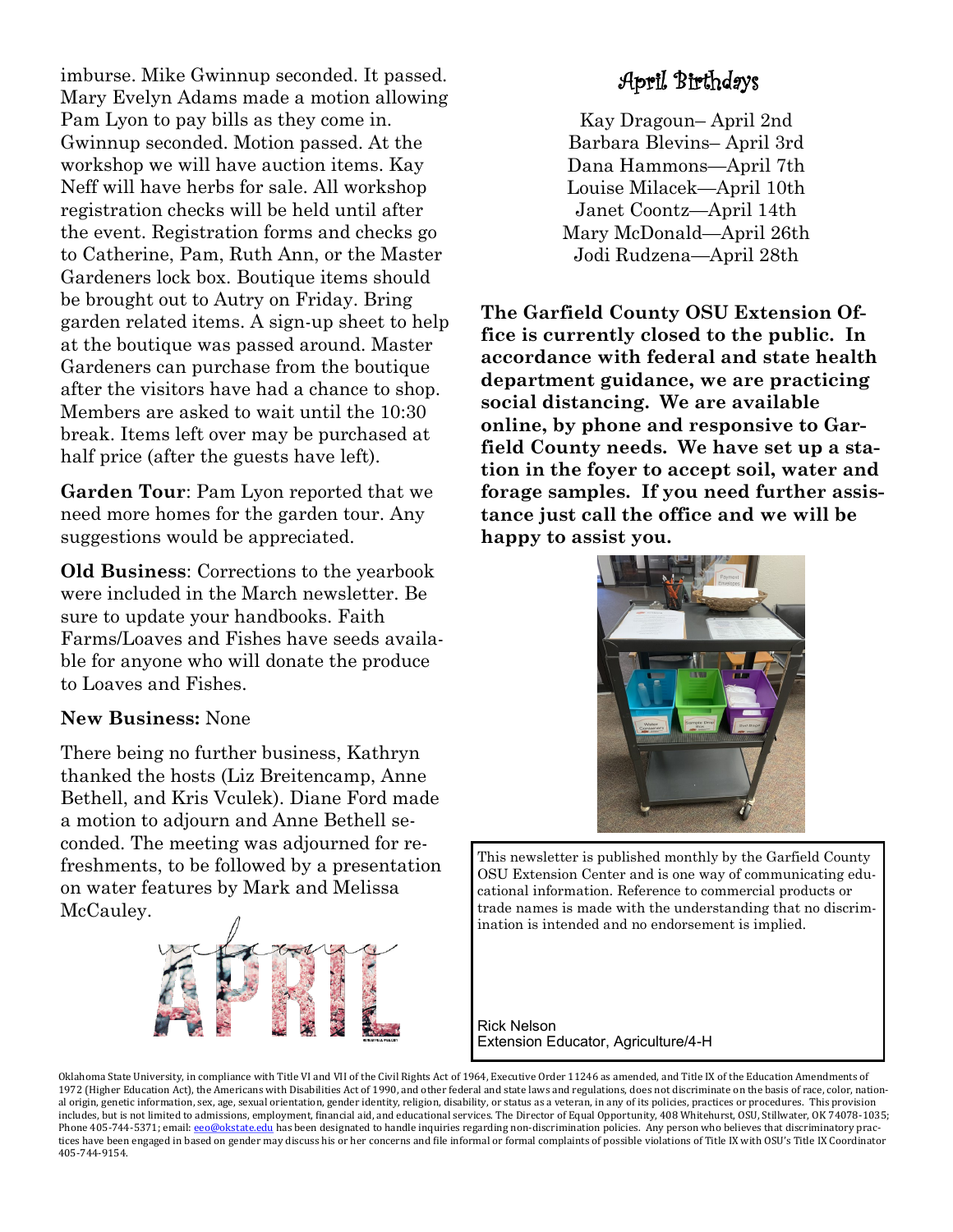imburse. Mike Gwinnup seconded. It passed. Mary Evelyn Adams made a motion allowing Pam Lyon to pay bills as they come in. Gwinnup seconded. Motion passed. At the workshop we will have auction items. Kay Neff will have herbs for sale. All workshop registration checks will be held until after the event. Registration forms and checks go to Catherine, Pam, Ruth Ann, or the Master Gardeners lock box. Boutique items should be brought out to Autry on Friday. Bring garden related items. A sign-up sheet to help at the boutique was passed around. Master Gardeners can purchase from the boutique after the visitors have had a chance to shop. Members are asked to wait until the 10:30 break. Items left over may be purchased at half price (after the guests have left).

**Garden Tour**: Pam Lyon reported that we need more homes for the garden tour. Any suggestions would be appreciated.

**Old Business**: Corrections to the yearbook were included in the March newsletter. Be sure to update your handbooks. Faith Farms/Loaves and Fishes have seeds available for anyone who will donate the produce to Loaves and Fishes.

**New Business:** None

There being no further business, Kathryn thanked the hosts (Liz Breitencamp, Anne Bethell, and Kris Vculek). Diane Ford made a motion to adjourn and Anne Bethell seconded. The meeting was adjourned for refreshments, to be followed by a presentation on water features by Mark and Melissa McCauley.

## April Birthdays

Kay Dragoun– April 2nd
Barbara Blevins– April 3rd
Dana Hammons—April 7th
Louise Milacek—April 10th
Janet Coontz—April 14th
Mary McDonald—April 26th
Jodi Rudzena—April 28th

**The Garfield County OSU Extension Office is currently closed to the public. In accordance with federal and state health department guidance, we are practicing social distancing. We are available online, by phone and responsive to Garfield County needs. We have set up a station in the foyer to accept soil, water and forage samples. If you need further assistance just call the office and we will be happy to assist you.**

This newsletter is published monthly by the Garfield County OSU Extension Center and is one way of communicating educational information. Reference to commercial products or trade names is made with the understanding that no discrimination is intended and no endorsement is implied.

Rick Nelson
Extension Educator, Agriculture/4-H

Oklahoma State University, in compliance with Title VI and VII of the Civil Rights Act of 1964, Executive Order 11246 as amended, and Title IX of the Education Amendments of 1972 (Higher Education Act), the Americans with Disabilities Act of 1990, and other federal and state laws and regulations, does not discriminate on the basis of race, color, national origin, genetic information, sex, age, sexual orientation, gender identity, religion, disability, or status as a veteran, in any of its policies, practices or procedures. This provision includes, but is not limited to admissions, employment, financial aid, and educational services. The Director of Equal Opportunity, 408 Whitehurst, OSU, Stillwater, OK 74078-1035; Phone 405-744-5371; email: eeo@okstate.edu has been designated to handle inquiries regarding non-discrimination policies. Any person who believes that discriminatory practices have been engaged in based on gender may discuss his or her concerns and file informal or formal complaints of possible violations of Title IX with OSU's Title IX Coordinator 405-744-9154.